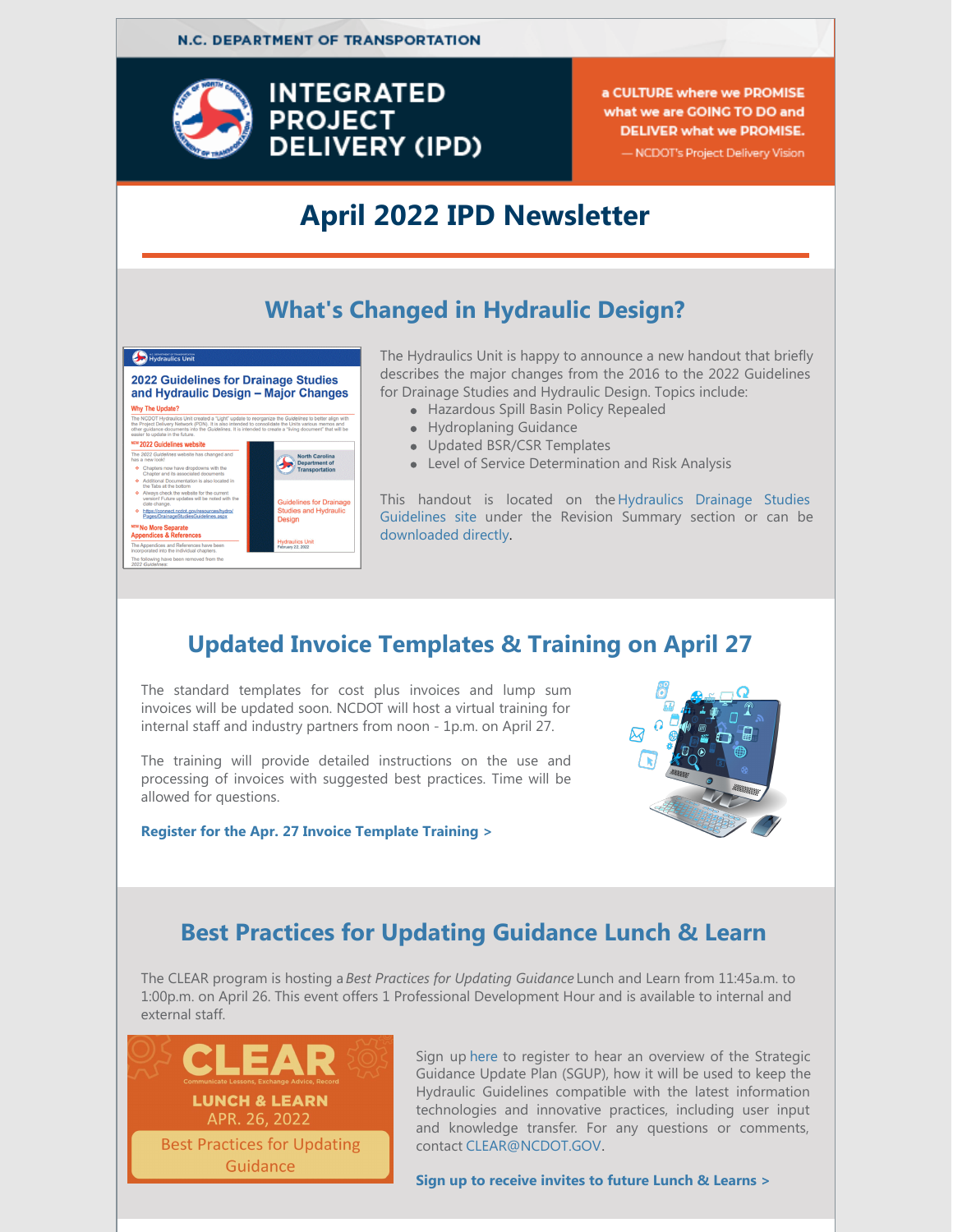N.C. DEPARTMENT OF TRANSPORTATION

# INTEGRATED PROJECT DELIVERY (IPD)

a CULTURE where we PROMISE what we are GOING TO DO and DELIVER what we PROMISE.

— NCDOT's Project Delivery Vision

# April 2022 IPD Newsletter

## What's Changed in Hydraulic Design?

The Hydraulics Unit is happy to announce a new handout that briefly describes the major changes from the 2016 to the 2022 Guidelines for Drainage Studies and Hydraulic Design. Topics include:

- Hazardous Spill Basin Policy Repealed
- Hydroplaning Guidance
- Updated BSR/CSR Templates
- Level of Service Determination and Risk Analysis

This handout is located on the Hydraulics Drainage Studies Guidelines site under the Revision Summary section or can be downloaded directly.

## Updated Invoice Templates & Training on April 27

The standard templates for cost plus invoices and lump sum invoices will be updated soon. NCDOT will host a virtual training for internal staff and industry partners from noon - 1p.m. on April 27.

The training will provide detailed instructions on the use and processing of invoices with suggested best practices. Time will be allowed for questions.

**Register for the Apr. 27 Invoice Template Training >**

## Best Practices for Updating Guidance Lunch & Learn

The CLEAR program is hosting a *Best Practices for Updating Guidance* Lunch and Learn from 11:45a.m. to 1:00p.m. on April 26. This event offers 1 Professional Development Hour and is available to internal and external staff.

CLEAR
Communicate Lessons, Exchange Advice, Record
LUNCH & LEARN
APR. 26, 2022
Best Practices for Updating Guidance

Sign up here to register to hear an overview of the Strategic Guidance Update Plan (SGUP), how it will be used to keep the Hydraulic Guidelines compatible with the latest information technologies and innovative practices, including user input and knowledge transfer. For any questions or comments, contact CLEAR@NCDOT.GOV.

**Sign up to receive invites to future Lunch & Learns >**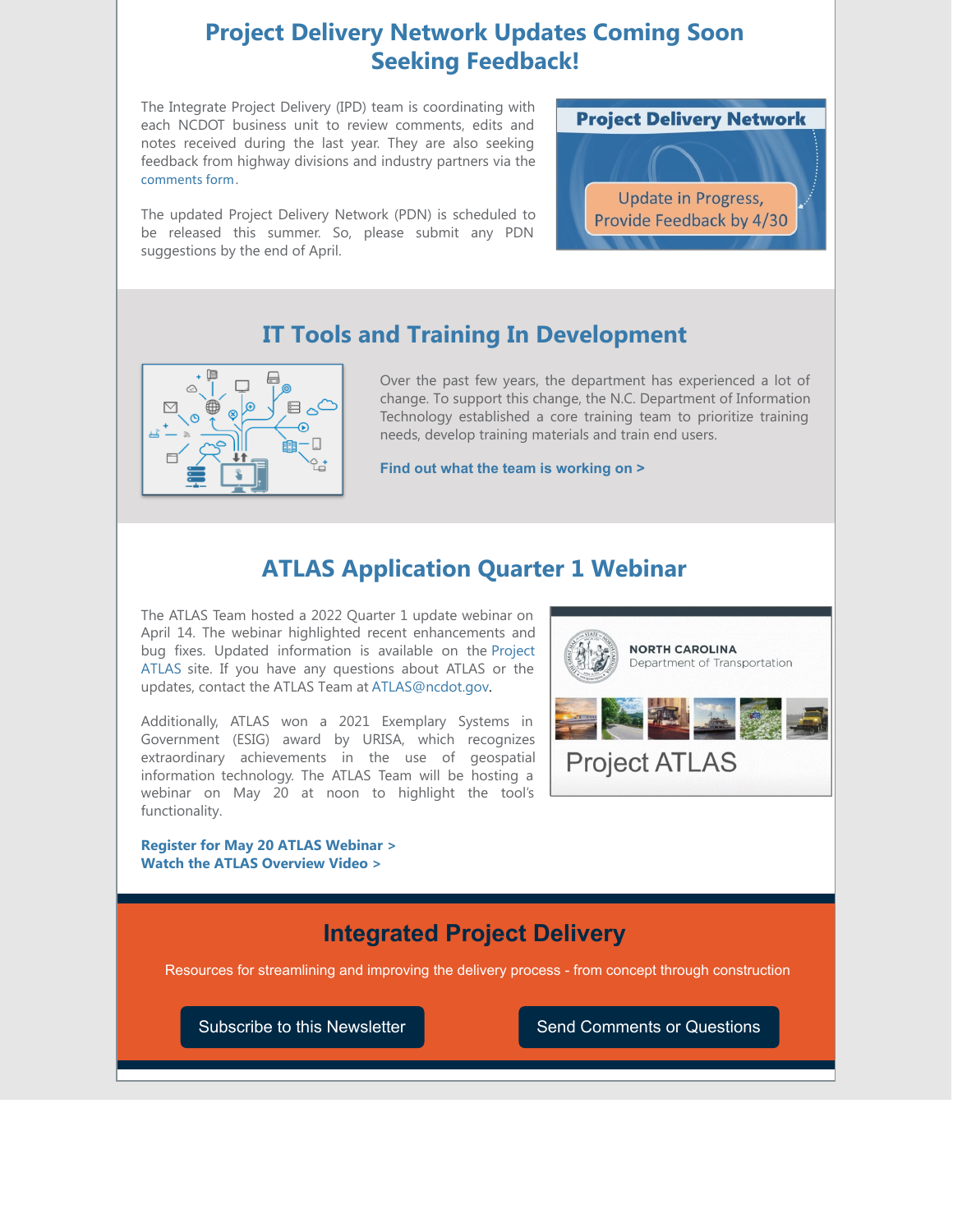## Project Delivery Network Updates Coming Soon Seeking Feedback!

The Integrate Project Delivery (IPD) team is coordinating with each NCDOT business unit to review comments, edits and notes received during the last year. They are also seeking feedback from highway divisions and industry partners via the comments form.

The updated Project Delivery Network (PDN) is scheduled to be released this summer. So, please submit any PDN suggestions by the end of April.

Project Delivery Network

Update in Progress, Provide Feedback by 4/30

## IT Tools and Training In Development

Over the past few years, the department has experienced a lot of change. To support this change, the N.C. Department of Information Technology established a core training team to prioritize training needs, develop training materials and train end users.

**Find out what the team is working on >**

## ATLAS Application Quarter 1 Webinar

The ATLAS Team hosted a 2022 Quarter 1 update webinar on April 14. The webinar highlighted recent enhancements and bug fixes. Updated information is available on the Project ATLAS site. If you have any questions about ATLAS or the updates, contact the ATLAS Team at ATLAS@ncdot.gov.

Additionally, ATLAS won a 2021 Exemplary Systems in Government (ESIG) award by URISA, which recognizes extraordinary achievements in the use of geospatial information technology. The ATLAS Team will be hosting a webinar on May 20 at noon to highlight the tool's functionality.

NORTH CAROLINA
Department of Transportation

Project ATLAS

**Register for May 20 ATLAS Webinar >**
**Watch the ATLAS Overview Video >**

## Integrated Project Delivery

Resources for streamlining and improving the delivery process - from concept through construction

Subscribe to this Newsletter

Send Comments or Questions